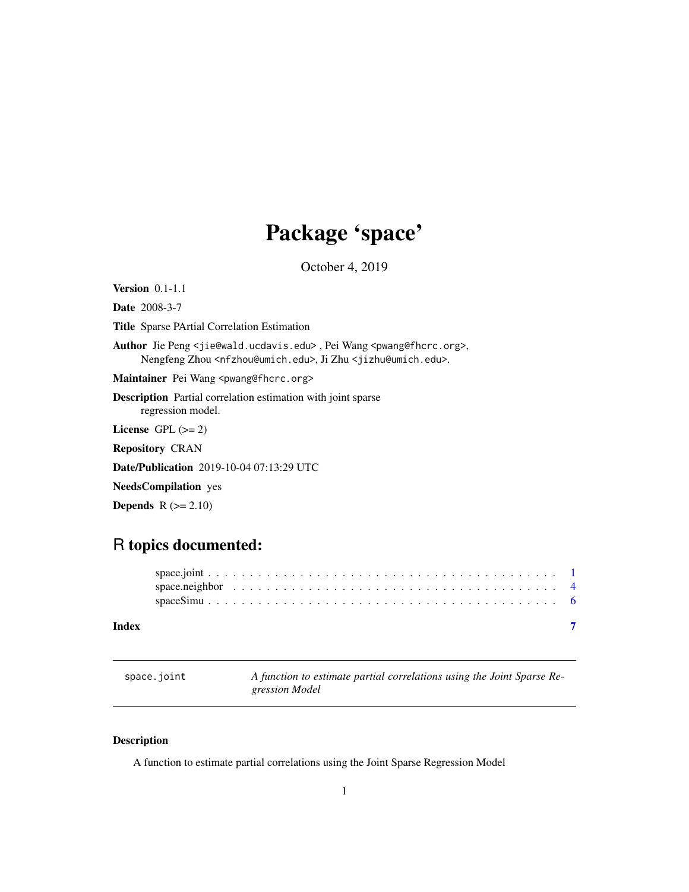# Package 'space'

October 4, 2019

**Version** 0.1-1.1

**Date** 2008-3-7

**Title** Sparse PArtial Correlation Estimation

**Author** Jie Peng <jie@wald.ucdavis.edu> , Pei Wang <pwang@fhcrc.org>, Nengfeng Zhou <nfzhou@umich.edu>, Ji Zhu <jizhu@umich.edu>.

**Maintainer** Pei Wang <pwang@fhcrc.org>

**Description** Partial correlation estimation with joint sparse regression model.

**License** GPL (>= 2)

**Repository** CRAN

**Date/Publication** 2019-10-04 07:13:29 UTC

**NeedsCompilation** yes

**Depends** R (>= 2.10)

## R topics documented:

| | |
|---|---|
| space.joint | 1 |
| space.neighbor | 4 |
| spaceSimu | 6 |
| **Index** | **7** |

---

`space.joint` *A function to estimate partial correlations using the Joint Sparse Regression Model*

---

### Description

A function to estimate partial correlations using the Joint Sparse Regression Model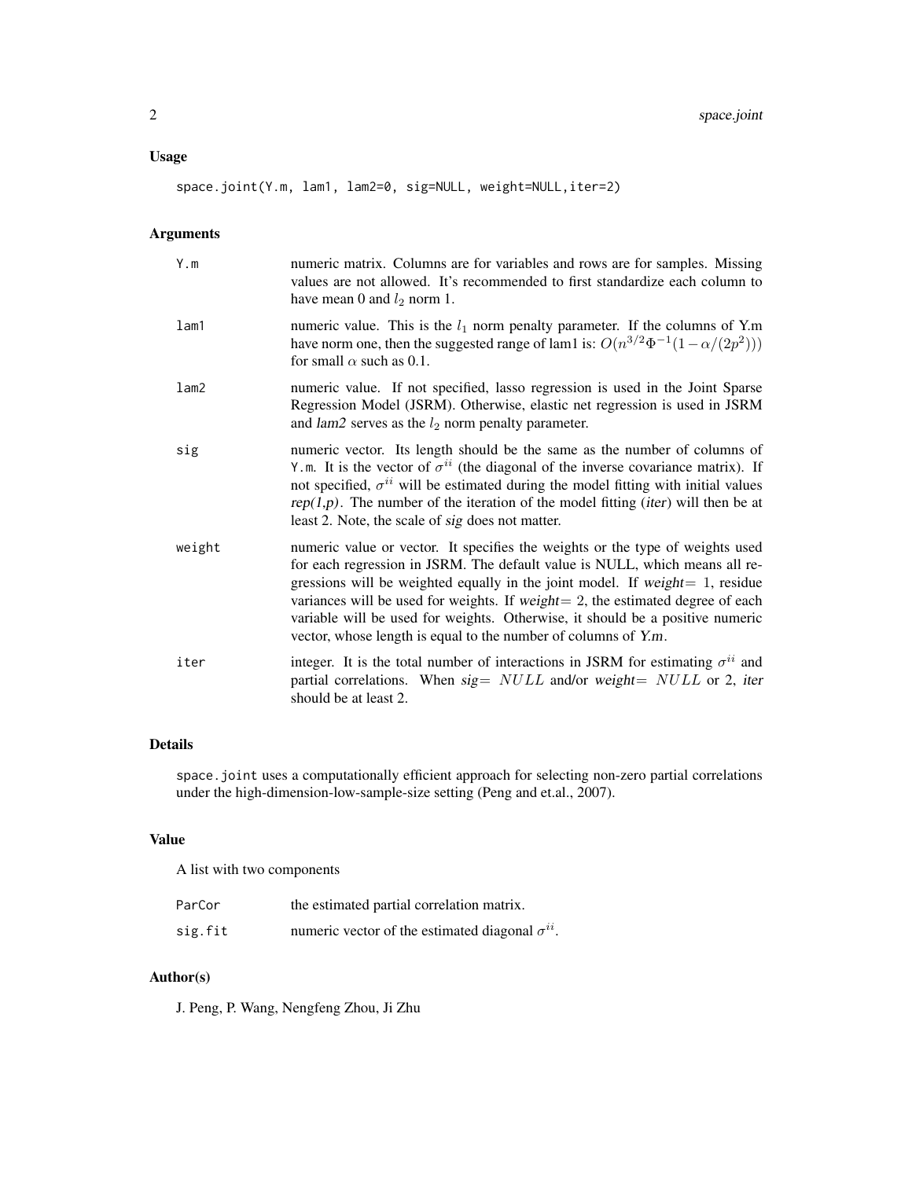## Usage

```
space.joint(Y.m, lam1, lam2=0, sig=NULL, weight=NULL,iter=2)
```

## Arguments

| | |
|---|---|
| Y.m | numeric matrix. Columns are for variables and rows are for samples. Missing values are not allowed. It's recommended to first standardize each column to have mean 0 and $l_2$ norm 1. |
| lam1 | numeric value. This is the $l_1$ norm penalty parameter. If the columns of Y.m have norm one, then the suggested range of lam1 is: $O(n^{3/2}\Phi^{-1}(1-\alpha/(2p^2)))$ for small $\alpha$ such as 0.1. |
| lam2 | numeric value. If not specified, lasso regression is used in the Joint Sparse Regression Model (JSRM). Otherwise, elastic net regression is used in JSRM and *lam2* serves as the $l_2$ norm penalty parameter. |
| sig | numeric vector. Its length should be the same as the number of columns of Y.m. It is the vector of $\sigma^{ii}$ (the diagonal of the inverse covariance matrix). If not specified, $\sigma^{ii}$ will be estimated during the model fitting with initial values *rep(1,p)*. The number of the iteration of the model fitting (*iter*) will then be at least 2. Note, the scale of *sig* does not matter. |
| weight | numeric value or vector. It specifies the weights or the type of weights used for each regression in JSRM. The default value is NULL, which means all regressions will be weighted equally in the joint model. If *weight*$=1$, residue variances will be used for weights. If *weight*$=2$, the estimated degree of each variable will be used for weights. Otherwise, it should be a positive numeric vector, whose length is equal to the number of columns of *Y.m*. |
| iter | integer. It is the total number of interactions in JSRM for estimating $\sigma^{ii}$ and partial correlations. When *sig*$=NULL$ and/or *weight*$=NULL$ or 2, *iter* should be at least 2. |

## Details

space.joint uses a computationally efficient approach for selecting non-zero partial correlations under the high-dimension-low-sample-size setting (Peng and et.al., 2007).

## Value

A list with two components

| | |
|---|---|
| ParCor | the estimated partial correlation matrix. |
| sig.fit | numeric vector of the estimated diagonal $\sigma^{ii}$. |

## Author(s)

J. Peng, P. Wang, Nengfeng Zhou, Ji Zhu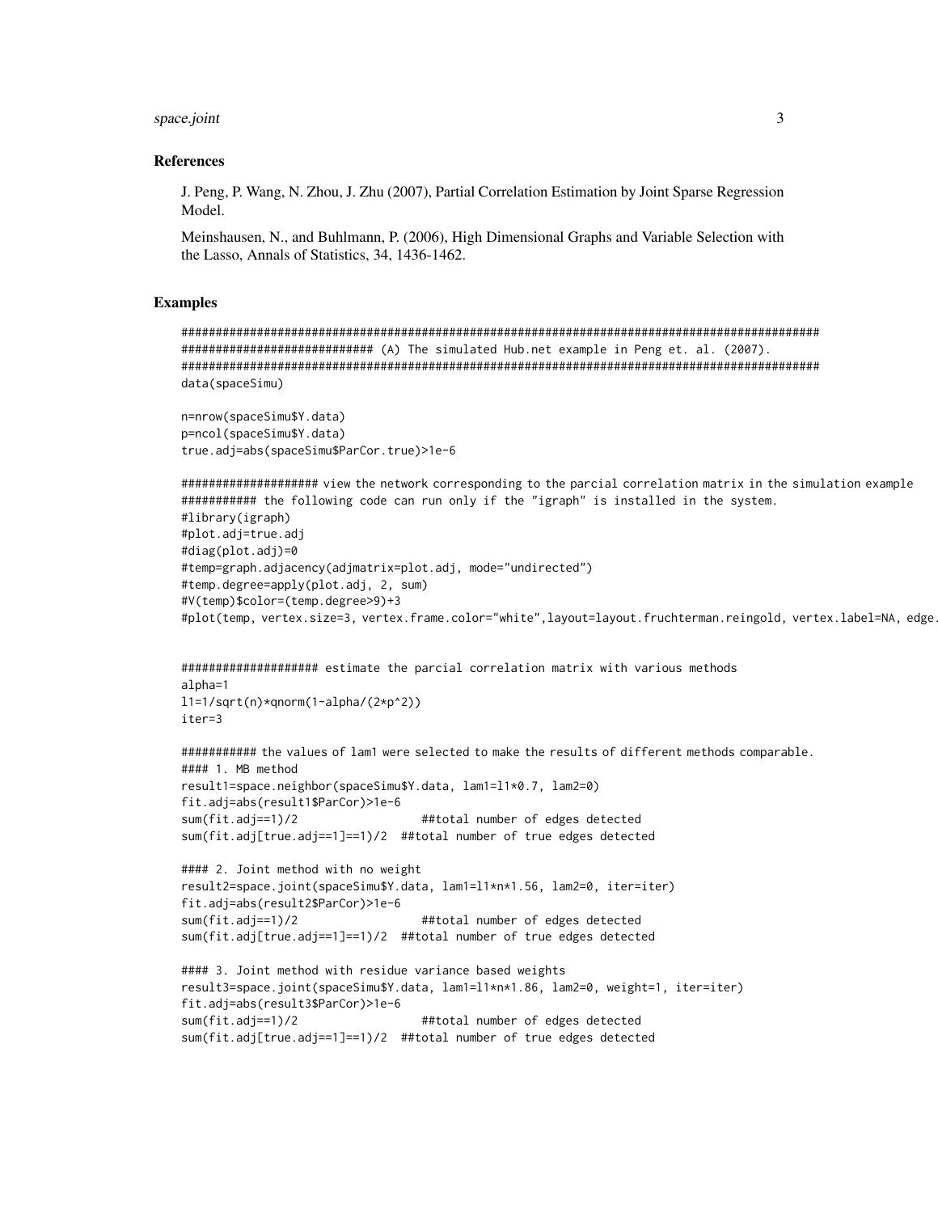### References

J. Peng, P. Wang, N. Zhou, J. Zhu (2007), Partial Correlation Estimation by Joint Sparse Regression Model.

Meinshausen, N., and Buhlmann, P. (2006), High Dimensional Graphs and Variable Selection with the Lasso, Annals of Statistics, 34, 1436-1462.

### Examples

```
################################################################################################
############################ (A) The simulated Hub.net example in Peng et. al. (2007).
################################################################################################
data(spaceSimu)

n=nrow(spaceSimu$Y.data)
p=ncol(spaceSimu$Y.data)
true.adj=abs(spaceSimu$ParCor.true)>1e-6

#################### view the network corresponding to the parcial correlation matrix in the simulation example
########### the following code can run only if the "igraph" is installed in the system.
#library(igraph)
#plot.adj=true.adj
#diag(plot.adj)=0
#temp=graph.adjacency(adjmatrix=plot.adj, mode="undirected")
#temp.degree=apply(plot.adj, 2, sum)
#V(temp)$color=(temp.degree>9)+3
#plot(temp, vertex.size=3, vertex.frame.color="white",layout=layout.fruchterman.reingold, vertex.label=NA, edge.


#################### estimate the parcial correlation matrix with various methods
alpha=1
l1=1/sqrt(n)*qnorm(1-alpha/(2*p^2))
iter=3

########### the values of lam1 were selected to make the results of different methods comparable.
#### 1. MB method
result1=space.neighbor(spaceSimu$Y.data, lam1=l1*0.7, lam2=0)
fit.adj=abs(result1$ParCor)>1e-6
sum(fit.adj==1)/2                  ##total number of edges detected
sum(fit.adj[true.adj==1]==1)/2  ##total number of true edges detected

#### 2. Joint method with no weight
result2=space.joint(spaceSimu$Y.data, lam1=l1*n*1.56, lam2=0, iter=iter)
fit.adj=abs(result2$ParCor)>1e-6
sum(fit.adj==1)/2                  ##total number of edges detected
sum(fit.adj[true.adj==1]==1)/2  ##total number of true edges detected

#### 3. Joint method with residue variance based weights
result3=space.joint(spaceSimu$Y.data, lam1=l1*n*1.86, lam2=0, weight=1, iter=iter)
fit.adj=abs(result3$ParCor)>1e-6
sum(fit.adj==1)/2                  ##total number of edges detected
sum(fit.adj[true.adj==1]==1)/2  ##total number of true edges detected
```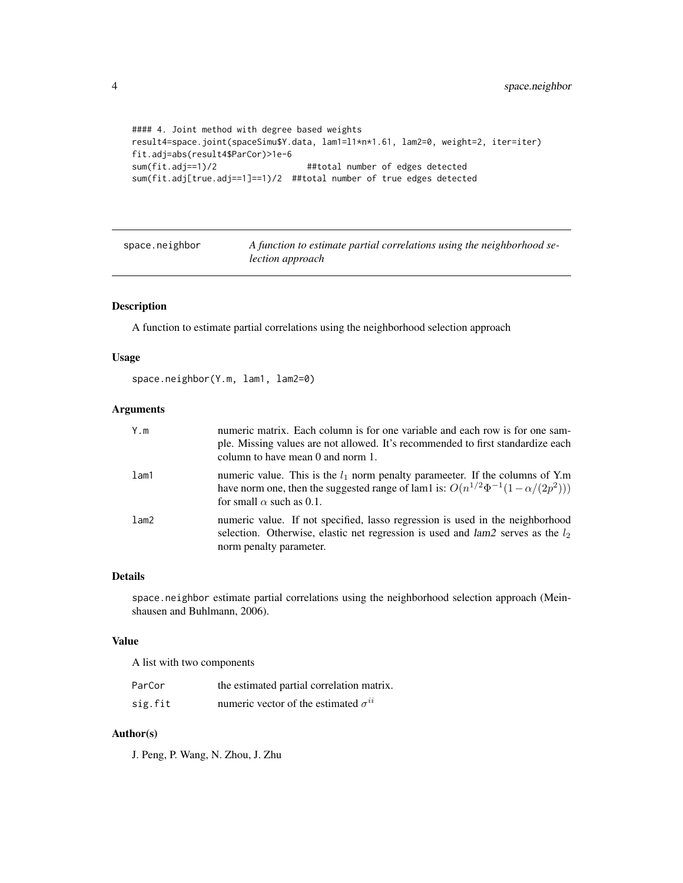```
#### 4. Joint method with degree based weights
result4=space.joint(spaceSimu$Y.data, lam1=l1*n*1.61, lam2=0, weight=2, iter=iter)
fit.adj=abs(result4$ParCor)>1e-6
sum(fit.adj==1)/2                  ##total number of edges detected
sum(fit.adj[true.adj==1]==1)/2  ##total number of true edges detected
```

---

## space.neighbor — *A function to estimate partial correlations using the neighborhood selection approach*

---

### Description

A function to estimate partial correlations using the neighborhood selection approach

### Usage

```
space.neighbor(Y.m, lam1, lam2=0)
```

### Arguments

| | |
|---|---|
| Y.m | numeric matrix. Each column is for one variable and each row is for one sample. Missing values are not allowed. It's recommended to first standardize each column to have mean 0 and norm 1. |
| lam1 | numeric value. This is the $l_1$ norm penalty parameeter. If the columns of Y.m have norm one, then the suggested range of lam1 is: $O(n^{1/2}\Phi^{-1}(1-\alpha/(2p^2)))$ for small $\alpha$ such as 0.1. |
| lam2 | numeric value. If not specified, lasso regression is used in the neighborhood selection. Otherwise, elastic net regression is used and *lam2* serves as the $l_2$ norm penalty parameter. |

### Details

space.neighbor estimate partial correlations using the neighborhood selection approach (Meinshausen and Buhlmann, 2006).

### Value

A list with two components

| | |
|---|---|
| ParCor | the estimated partial correlation matrix. |
| sig.fit | numeric vector of the estimated $\sigma^{ii}$ |

### Author(s)

J. Peng, P. Wang, N. Zhou, J. Zhu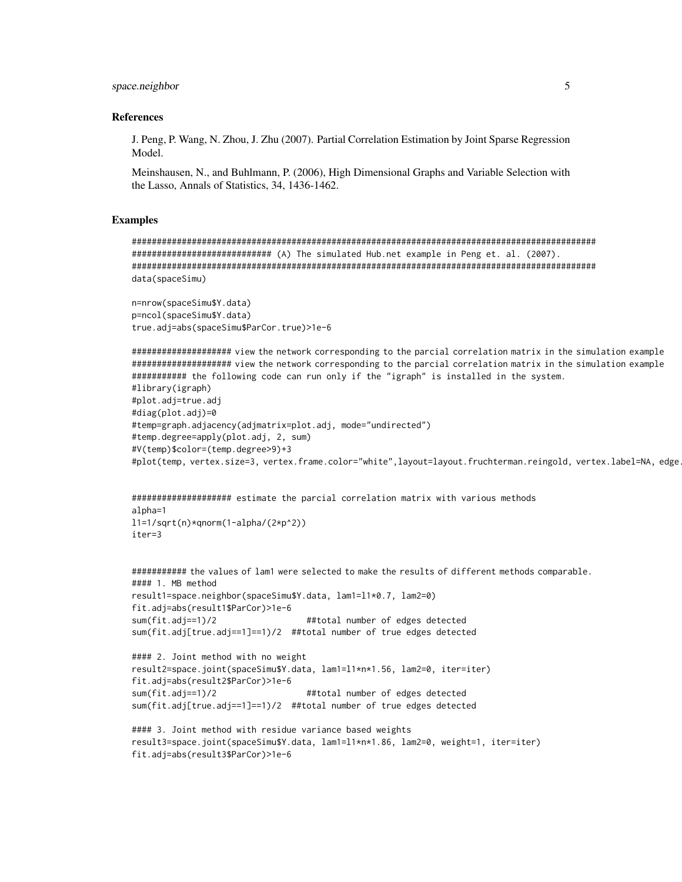### References

J. Peng, P. Wang, N. Zhou, J. Zhu (2007). Partial Correlation Estimation by Joint Sparse Regression Model.

Meinshausen, N., and Buhlmann, P. (2006), High Dimensional Graphs and Variable Selection with the Lasso, Annals of Statistics, 34, 1436-1462.

### Examples

```
################################################################################################
############################ (A) The simulated Hub.net example in Peng et. al. (2007).
################################################################################################
data(spaceSimu)

n=nrow(spaceSimu$Y.data)
p=ncol(spaceSimu$Y.data)
true.adj=abs(spaceSimu$ParCor.true)>1e-6

#################### view the network corresponding to the parcial correlation matrix in the simulation example
#################### view the network corresponding to the parcial correlation matrix in the simulation example
########### the following code can run only if the "igraph" is installed in the system.
#library(igraph)
#plot.adj=true.adj
#diag(plot.adj)=0
#temp=graph.adjacency(adjmatrix=plot.adj, mode="undirected")
#temp.degree=apply(plot.adj, 2, sum)
#V(temp)$color=(temp.degree>9)+3
#plot(temp, vertex.size=3, vertex.frame.color="white",layout=layout.fruchterman.reingold, vertex.label=NA, edge.


#################### estimate the parcial correlation matrix with various methods
alpha=1
l1=1/sqrt(n)*qnorm(1-alpha/(2*p^2))
iter=3


########### the values of lam1 were selected to make the results of different methods comparable.
#### 1. MB method
result1=space.neighbor(spaceSimu$Y.data, lam1=l1*0.7, lam2=0)
fit.adj=abs(result1$ParCor)>1e-6
sum(fit.adj==1)/2                 ##total number of edges detected
sum(fit.adj[true.adj==1]==1)/2  ##total number of true edges detected

#### 2. Joint method with no weight
result2=space.joint(spaceSimu$Y.data, lam1=l1*n*1.56, lam2=0, iter=iter)
fit.adj=abs(result2$ParCor)>1e-6
sum(fit.adj==1)/2                 ##total number of edges detected
sum(fit.adj[true.adj==1]==1)/2  ##total number of true edges detected

#### 3. Joint method with residue variance based weights
result3=space.joint(spaceSimu$Y.data, lam1=l1*n*1.86, lam2=0, weight=1, iter=iter)
fit.adj=abs(result3$ParCor)>1e-6
```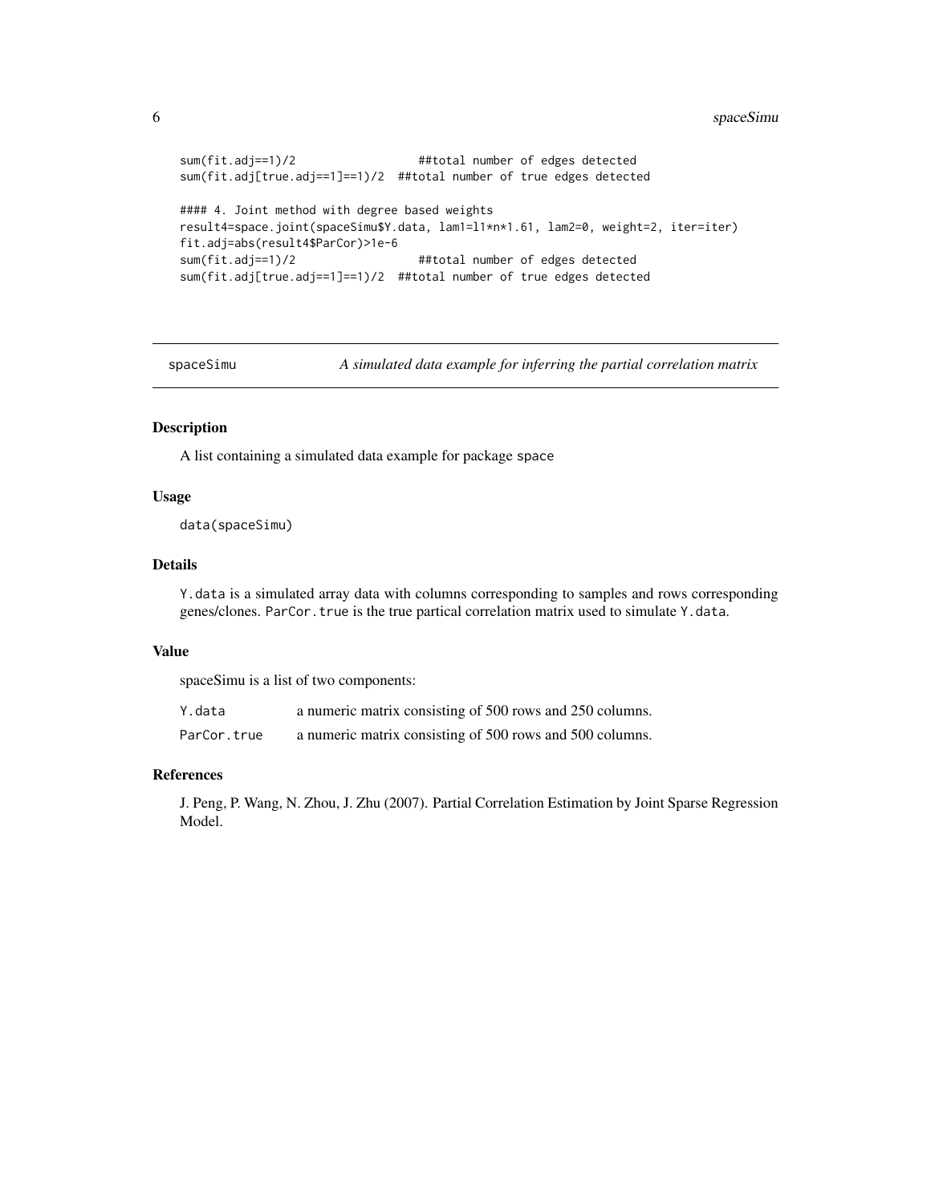```
sum(fit.adj==1)/2                  ##total number of edges detected
sum(fit.adj[true.adj==1]==1)/2  ##total number of true edges detected

#### 4. Joint method with degree based weights
result4=space.joint(spaceSimu$Y.data, lam1=l1*n*1.61, lam2=0, weight=2, iter=iter)
fit.adj=abs(result4$ParCor)>1e-6
sum(fit.adj==1)/2                  ##total number of edges detected
sum(fit.adj[true.adj==1]==1)/2  ##total number of true edges detected
```

---

## spaceSimu — *A simulated data example for inferring the partial correlation matrix*

---

### Description

A list containing a simulated data example for package space

### Usage

```
data(spaceSimu)
```

### Details

Y.data is a simulated array data with columns corresponding to samples and rows corresponding genes/clones. ParCor.true is the true partical correlation matrix used to simulate Y.data.

### Value

spaceSimu is a list of two components:

| | |
|---|---|
| Y.data | a numeric matrix consisting of 500 rows and 250 columns. |
| ParCor.true | a numeric matrix consisting of 500 rows and 500 columns. |

### References

J. Peng, P. Wang, N. Zhou, J. Zhu (2007). Partial Correlation Estimation by Joint Sparse Regression Model.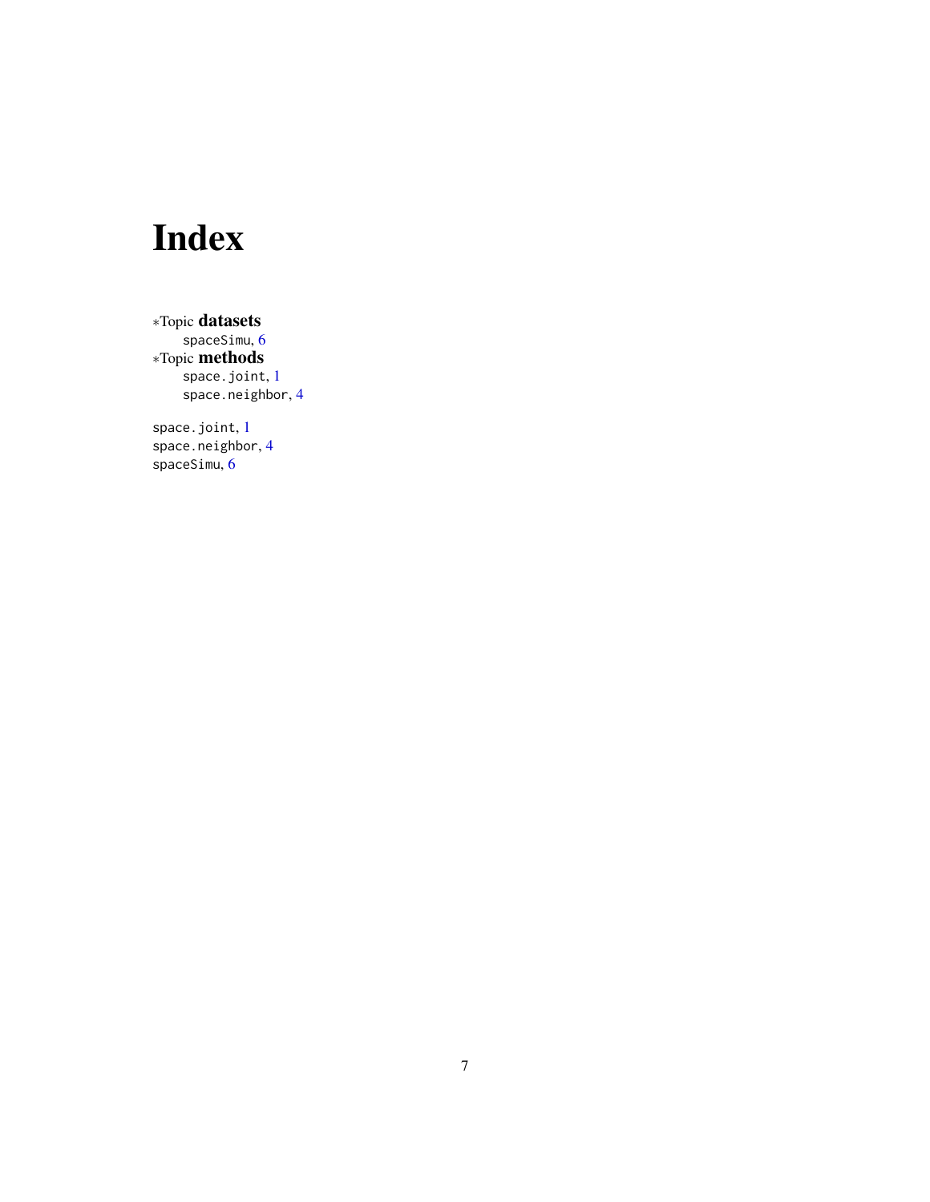# Index

∗Topic **datasets**

    spaceSimu, 6

∗Topic **methods**

    space.joint, 1
    space.neighbor, 4

space.joint, 1
space.neighbor, 4
spaceSimu, 6